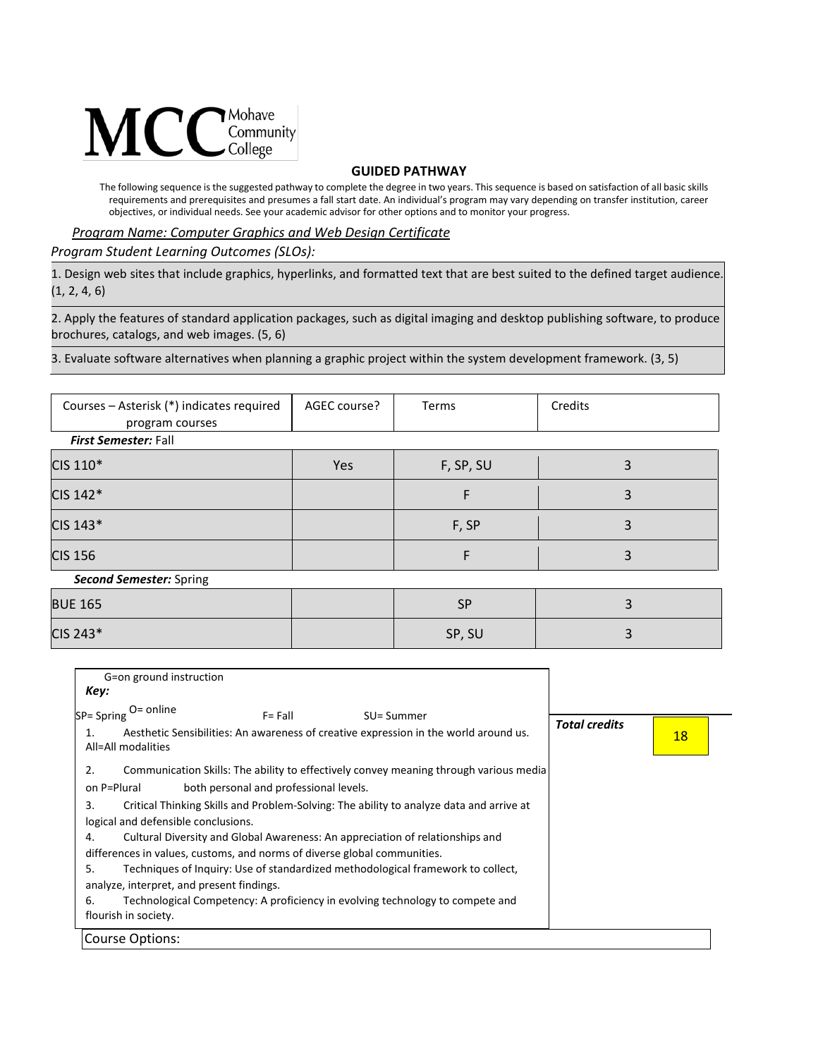MCC Mohave Community College

## GUIDED PATHWAY

The following sequence is the suggested pathway to complete the degree in two years. This sequence is based on satisfaction of all basic skills requirements and prerequisites and presumes a fall start date. An individual's program may vary depending on transfer institution, career objectives, or individual needs. See your academic advisor for other options and to monitor your progress.

*Program Name: Computer Graphics and Web Design Certificate*

*Program Student Learning Outcomes (SLOs):*

1. Design web sites that include graphics, hyperlinks, and formatted text that are best suited to the defined target audience. (1, 2, 4, 6)

2. Apply the features of standard application packages, such as digital imaging and desktop publishing software, to produce brochures, catalogs, and web images. (5, 6)

3. Evaluate software alternatives when planning a graphic project within the system development framework. (3, 5)

| Courses – Asterisk (*) indicates required program courses | AGEC course? | Terms | Credits |
|---|---|---|---|
| ***First Semester:*** Fall | | | |
| CIS 110* | Yes | F, SP, SU | 3 |
| CIS 142* | | F | 3 |
| CIS 143* | | F, SP | 3 |
| CIS 156 | | F | 3 |
| ***Second Semester:*** Spring | | | |
| BUE 165 | | SP | 3 |
| CIS 243* | | SP, SU | 3 |

***Total credits*** 18

***Key:***

G=on ground instruction
O= online
SP= Spring
F= Fall
SU= Summer
All=All modalities
P=Plural

1. Aesthetic Sensibilities: An awareness of creative expression in the world around us.
2. Communication Skills: The ability to effectively convey meaning through various media on both personal and professional levels.
3. Critical Thinking Skills and Problem-Solving: The ability to analyze data and arrive at logical and defensible conclusions.
4. Cultural Diversity and Global Awareness: An appreciation of relationships and differences in values, customs, and norms of diverse global communities.
5. Techniques of Inquiry: Use of standardized methodological framework to collect, analyze, interpret, and present findings.
6. Technological Competency: A proficiency in evolving technology to compete and flourish in society.

Course Options: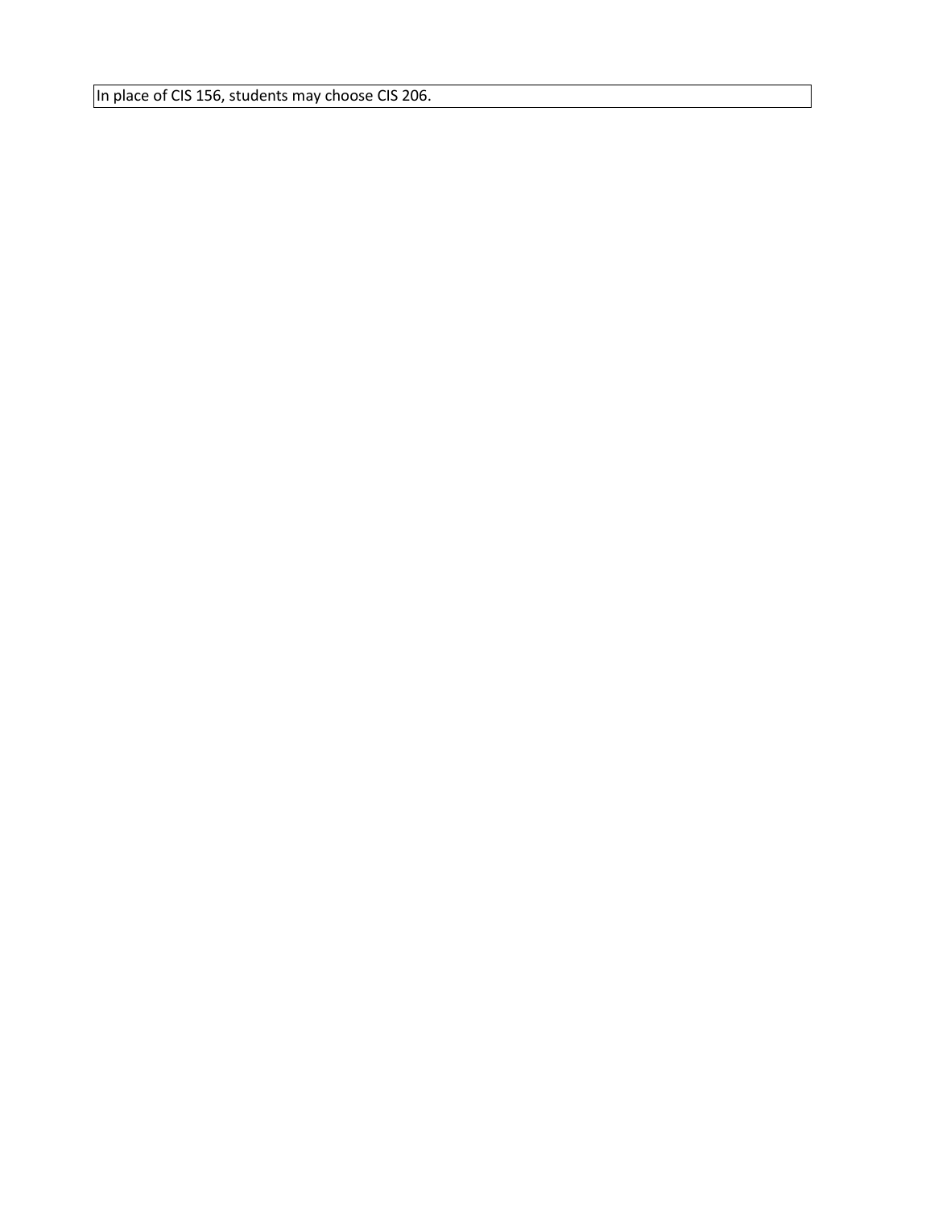In place of CIS 156, students may choose CIS 206.